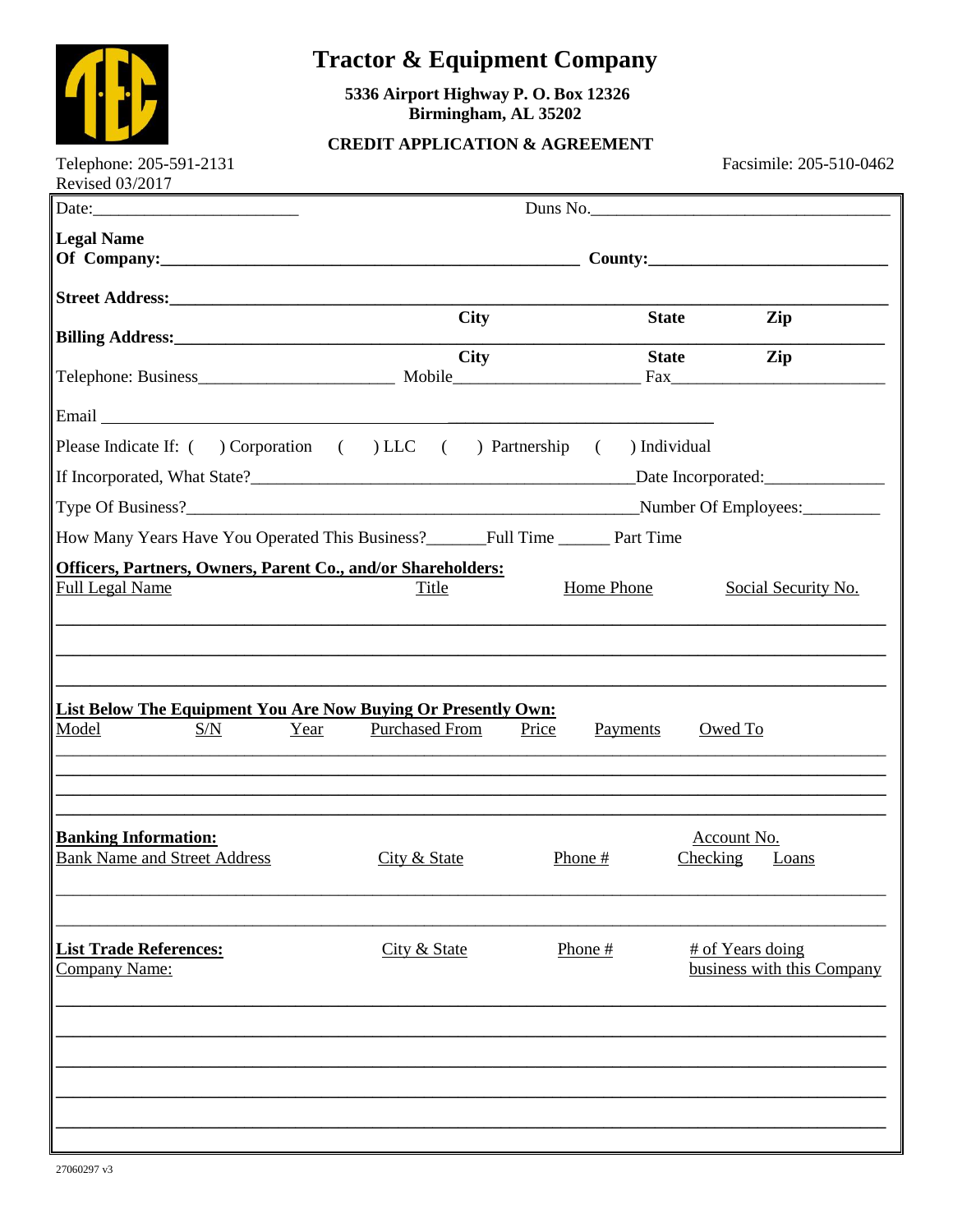# Tractor & Equipment Company

**5336 Airport Highway P. O. Box 12326**
**Birmingham, AL 35202**

**CREDIT APPLICATION & AGREEMENT**

Telephone: 205-591-2131    Facsimile: 205-510-0462
Revised 03/2017

Date:________________________    Duns No.__________________________________

**Legal Name Of Company:**_______________________________________________ **County:**___________________________

**Street Address:**________________________________________________________________________________
**City** **State** **Zip**

**Billing Address:**_______________________________________________________________________________
**City** **State** **Zip**

Telephone: Business______________________ Mobile_____________________ Fax_________________________

Email ________________________________________________

Please Indicate If: ( ) Corporation ( ) LLC ( ) Partnership ( ) Individual

If Incorporated, What State?_______________________________________________Date Incorporated:______________

Type Of Business?_____________________________________________________Number Of Employees:_________

How Many Years Have You Operated This Business?_______Full Time ______ Part Time

**Officers, Partners, Owners, Parent Co., and/or Shareholders:**

| Full Legal Name | Title | Home Phone | Social Security No. |
|---|---|---|---|
| | | | |
| | | | |
| | | | |

**List Below The Equipment You Are Now Buying Or Presently Own:**

| Model | S/N | Year | Purchased From | Price | Payments | Owed To |
|---|---|---|---|---|---|---|
| | | | | | | |
| | | | | | | |
| | | | | | | |
| | | | | | | |

**Banking Information:**

| Bank Name and Street Address | City & State | Phone # | Account No. Checking | Account No. Loans |
|---|---|---|---|---|
| | | | | |
| | | | | |

**List Trade References:**

| Company Name: | City & State | Phone # | # of Years doing business with this Company |
|---|---|---|---|
| | | | |
| | | | |
| | | | |
| | | | |
| | | | |

27060297 v3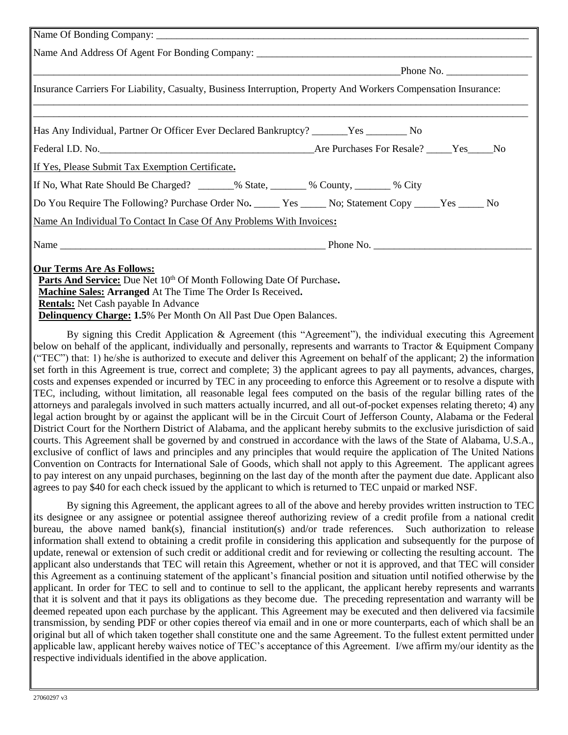Name Of Bonding Company: ___________________________________________________________________________

Name And Address Of Agent For Bonding Company: ________________________________________________________

___________________________________________________________________________Phone No. ________________

Insurance Carriers For Liability, Casualty, Business Interruption, Property And Workers Compensation Insurance:

_____________________________________________________________________________________________________

_____________________________________________________________________________________________________

Has Any Individual, Partner Or Officer Ever Declared Bankruptcy? _______Yes ________ No

Federal I.D. No.___________________________________________Are Purchases For Resale? _____Yes_____No

If Yes, Please Submit Tax Exemption Certificate**.**

If No, What Rate Should Be Charged? _______% State, _______ % County, _______ % City

Do You Require The Following? Purchase Order No**.** _____ Yes _____ No; Statement Copy _____Yes _____ No

Name An Individual To Contact In Case Of Any Problems With Invoices**:**

Name ______________________________________________________ Phone No. _______________________________

**Our Terms Are As Follows:**

**Parts And Service:** Due Net 10th Of Month Following Date Of Purchase**.**
**Machine Sales: Arranged** At The Time The Order Is Received**.**
**Rentals:** Net Cash payable In Advance
**Delinquency Charge: 1.5**% Per Month On All Past Due Open Balances.

By signing this Credit Application & Agreement (this "Agreement"), the individual executing this Agreement below on behalf of the applicant, individually and personally, represents and warrants to Tractor & Equipment Company ("TEC") that: 1) he/she is authorized to execute and deliver this Agreement on behalf of the applicant; 2) the information set forth in this Agreement is true, correct and complete; 3) the applicant agrees to pay all payments, advances, charges, costs and expenses expended or incurred by TEC in any proceeding to enforce this Agreement or to resolve a dispute with TEC, including, without limitation, all reasonable legal fees computed on the basis of the regular billing rates of the attorneys and paralegals involved in such matters actually incurred, and all out-of-pocket expenses relating thereto; 4) any legal action brought by or against the applicant will be in the Circuit Court of Jefferson County, Alabama or the Federal District Court for the Northern District of Alabama, and the applicant hereby submits to the exclusive jurisdiction of said courts. This Agreement shall be governed by and construed in accordance with the laws of the State of Alabama, U.S.A., exclusive of conflict of laws and principles and any principles that would require the application of The United Nations Convention on Contracts for International Sale of Goods, which shall not apply to this Agreement. The applicant agrees to pay interest on any unpaid purchases, beginning on the last day of the month after the payment due date. Applicant also agrees to pay $40 for each check issued by the applicant to which is returned to TEC unpaid or marked NSF.

By signing this Agreement, the applicant agrees to all of the above and hereby provides written instruction to TEC its designee or any assignee or potential assignee thereof authorizing review of a credit profile from a national credit bureau, the above named bank(s), financial institution(s) and/or trade references. Such authorization to release information shall extend to obtaining a credit profile in considering this application and subsequently for the purpose of update, renewal or extension of such credit or additional credit and for reviewing or collecting the resulting account. The applicant also understands that TEC will retain this Agreement, whether or not it is approved, and that TEC will consider this Agreement as a continuing statement of the applicant's financial position and situation until notified otherwise by the applicant. In order for TEC to sell and to continue to sell to the applicant, the applicant hereby represents and warrants that it is solvent and that it pays its obligations as they become due. The preceding representation and warranty will be deemed repeated upon each purchase by the applicant. This Agreement may be executed and then delivered via facsimile transmission, by sending PDF or other copies thereof via email and in one or more counterparts, each of which shall be an original but all of which taken together shall constitute one and the same Agreement. To the fullest extent permitted under applicable law, applicant hereby waives notice of TEC's acceptance of this Agreement. I/we affirm my/our identity as the respective individuals identified in the above application.

27060297 v3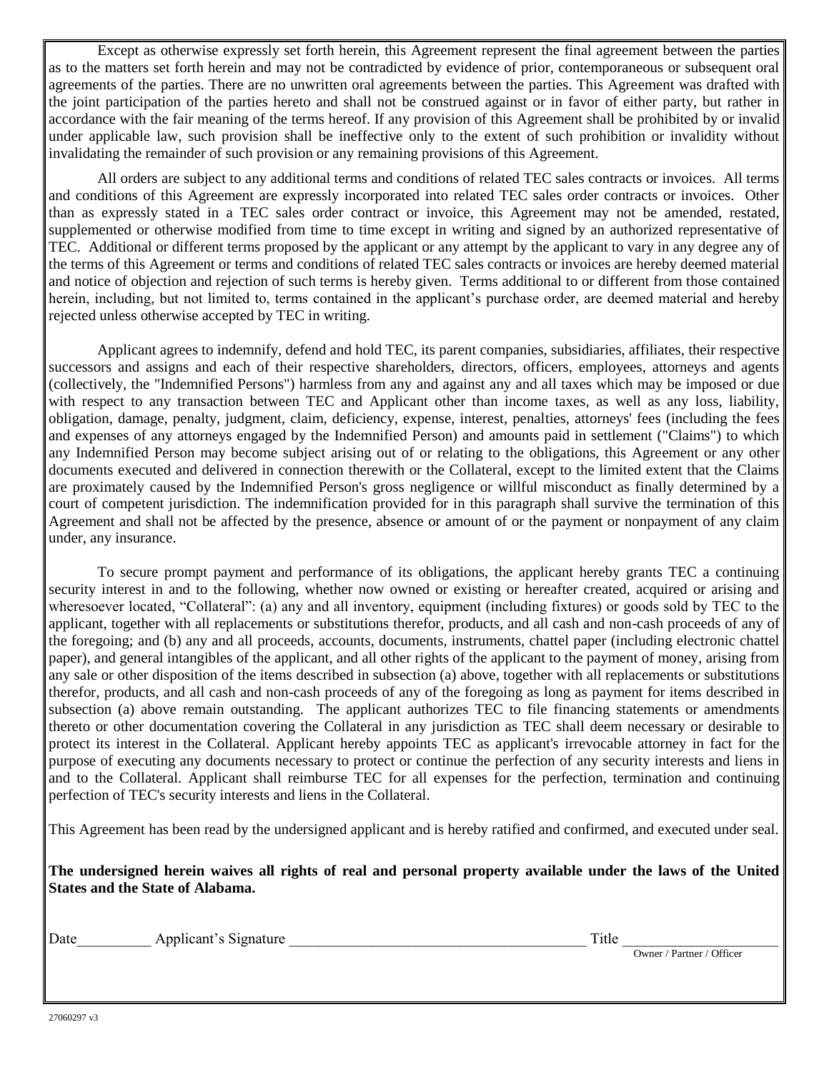Except as otherwise expressly set forth herein, this Agreement represent the final agreement between the parties as to the matters set forth herein and may not be contradicted by evidence of prior, contemporaneous or subsequent oral agreements of the parties. There are no unwritten oral agreements between the parties. This Agreement was drafted with the joint participation of the parties hereto and shall not be construed against or in favor of either party, but rather in accordance with the fair meaning of the terms hereof. If any provision of this Agreement shall be prohibited by or invalid under applicable law, such provision shall be ineffective only to the extent of such prohibition or invalidity without invalidating the remainder of such provision or any remaining provisions of this Agreement.

All orders are subject to any additional terms and conditions of related TEC sales contracts or invoices. All terms and conditions of this Agreement are expressly incorporated into related TEC sales order contracts or invoices. Other than as expressly stated in a TEC sales order contract or invoice, this Agreement may not be amended, restated, supplemented or otherwise modified from time to time except in writing and signed by an authorized representative of TEC. Additional or different terms proposed by the applicant or any attempt by the applicant to vary in any degree any of the terms of this Agreement or terms and conditions of related TEC sales contracts or invoices are hereby deemed material and notice of objection and rejection of such terms is hereby given. Terms additional to or different from those contained herein, including, but not limited to, terms contained in the applicant's purchase order, are deemed material and hereby rejected unless otherwise accepted by TEC in writing.

Applicant agrees to indemnify, defend and hold TEC, its parent companies, subsidiaries, affiliates, their respective successors and assigns and each of their respective shareholders, directors, officers, employees, attorneys and agents (collectively, the "Indemnified Persons") harmless from any and against any and all taxes which may be imposed or due with respect to any transaction between TEC and Applicant other than income taxes, as well as any loss, liability, obligation, damage, penalty, judgment, claim, deficiency, expense, interest, penalties, attorneys' fees (including the fees and expenses of any attorneys engaged by the Indemnified Person) and amounts paid in settlement ("Claims") to which any Indemnified Person may become subject arising out of or relating to the obligations, this Agreement or any other documents executed and delivered in connection therewith or the Collateral, except to the limited extent that the Claims are proximately caused by the Indemnified Person's gross negligence or willful misconduct as finally determined by a court of competent jurisdiction. The indemnification provided for in this paragraph shall survive the termination of this Agreement and shall not be affected by the presence, absence or amount of or the payment or nonpayment of any claim under, any insurance.

To secure prompt payment and performance of its obligations, the applicant hereby grants TEC a continuing security interest in and to the following, whether now owned or existing or hereafter created, acquired or arising and wheresoever located, "Collateral": (a) any and all inventory, equipment (including fixtures) or goods sold by TEC to the applicant, together with all replacements or substitutions therefor, products, and all cash and non-cash proceeds of any of the foregoing; and (b) any and all proceeds, accounts, documents, instruments, chattel paper (including electronic chattel paper), and general intangibles of the applicant, and all other rights of the applicant to the payment of money, arising from any sale or other disposition of the items described in subsection (a) above, together with all replacements or substitutions therefor, products, and all cash and non-cash proceeds of any of the foregoing as long as payment for items described in subsection (a) above remain outstanding. The applicant authorizes TEC to file financing statements or amendments thereto or other documentation covering the Collateral in any jurisdiction as TEC shall deem necessary or desirable to protect its interest in the Collateral. Applicant hereby appoints TEC as applicant's irrevocable attorney in fact for the purpose of executing any documents necessary to protect or continue the perfection of any security interests and liens in and to the Collateral. Applicant shall reimburse TEC for all expenses for the perfection, termination and continuing perfection of TEC's security interests and liens in the Collateral.

This Agreement has been read by the undersigned applicant and is hereby ratified and confirmed, and executed under seal.

**The undersigned herein waives all rights of real and personal property available under the laws of the United States and the State of Alabama.**

Date__________ Applicant's Signature ________________________________________ Title ____________________
Owner / Partner / Officer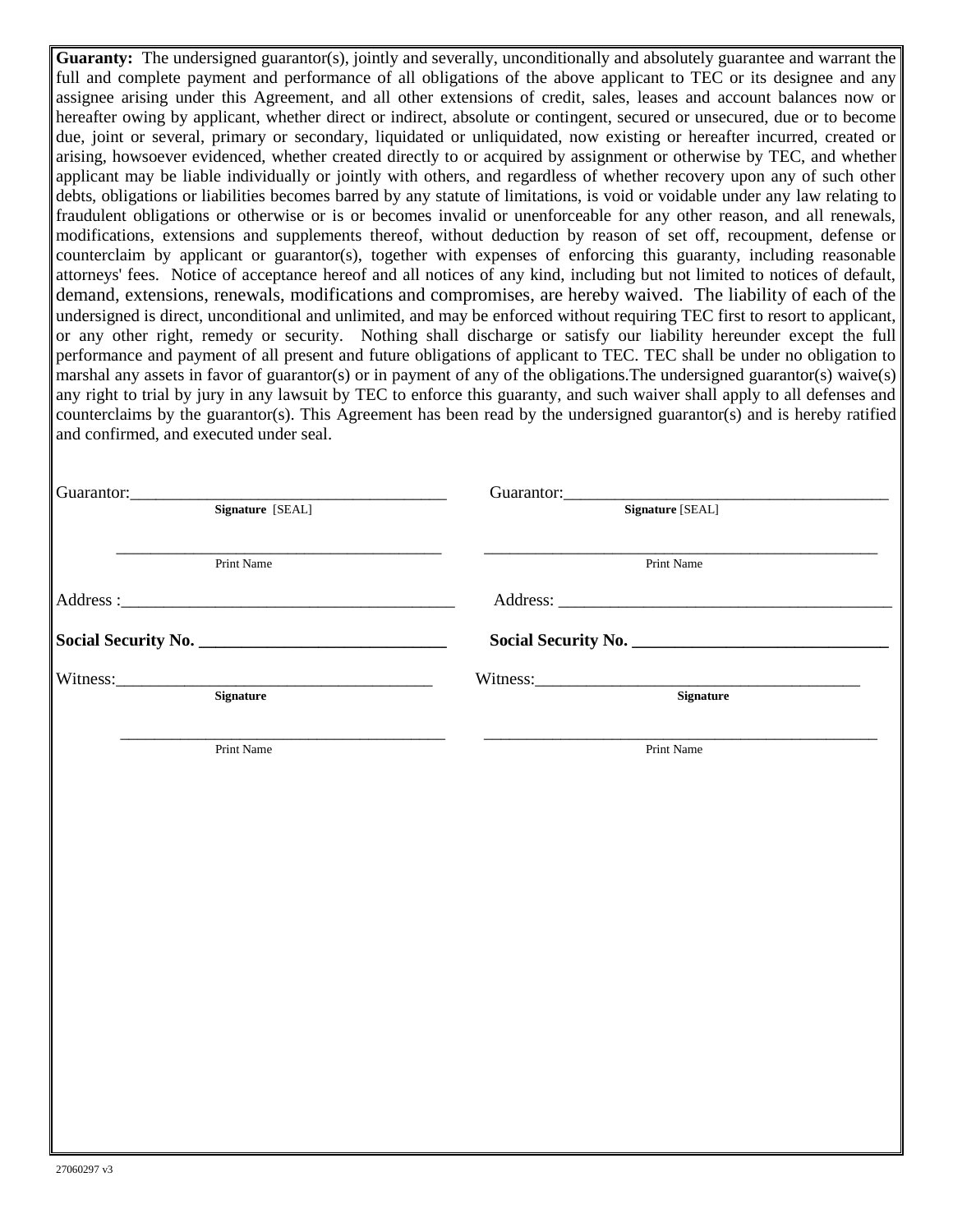**Guaranty:** The undersigned guarantor(s), jointly and severally, unconditionally and absolutely guarantee and warrant the full and complete payment and performance of all obligations of the above applicant to TEC or its designee and any assignee arising under this Agreement, and all other extensions of credit, sales, leases and account balances now or hereafter owing by applicant, whether direct or indirect, absolute or contingent, secured or unsecured, due or to become due, joint or several, primary or secondary, liquidated or unliquidated, now existing or hereafter incurred, created or arising, howsoever evidenced, whether created directly to or acquired by assignment or otherwise by TEC, and whether applicant may be liable individually or jointly with others, and regardless of whether recovery upon any of such other debts, obligations or liabilities becomes barred by any statute of limitations, is void or voidable under any law relating to fraudulent obligations or otherwise or is or becomes invalid or unenforceable for any other reason, and all renewals, modifications, extensions and supplements thereof, without deduction by reason of set off, recoupment, defense or counterclaim by applicant or guarantor(s), together with expenses of enforcing this guaranty, including reasonable attorneys' fees. Notice of acceptance hereof and all notices of any kind, including but not limited to notices of default, demand, extensions, renewals, modifications and compromises, are hereby waived. The liability of each of the undersigned is direct, unconditional and unlimited, and may be enforced without requiring TEC first to resort to applicant, or any other right, remedy or security. Nothing shall discharge or satisfy our liability hereunder except the full performance and payment of all present and future obligations of applicant to TEC. TEC shall be under no obligation to marshal any assets in favor of guarantor(s) or in payment of any of the obligations.The undersigned guarantor(s) waive(s) any right to trial by jury in any lawsuit by TEC to enforce this guaranty, and such waiver shall apply to all defenses and counterclaims by the guarantor(s). This Agreement has been read by the undersigned guarantor(s) and is hereby ratified and confirmed, and executed under seal.

Guarantor:\_\_\_\_\_\_\_\_\_\_\_\_\_\_\_\_\_\_\_\_\_\_\_\_\_\_\_\_\_\_\_\_\_\_\_\_
**Signature** [SEAL]

\_\_\_\_\_\_\_\_\_\_\_\_\_\_\_\_\_\_\_\_\_\_\_\_\_\_\_\_\_\_\_\_\_\_\_\_\_\_
Print Name

Address :\_\_\_\_\_\_\_\_\_\_\_\_\_\_\_\_\_\_\_\_\_\_\_\_\_\_\_\_\_\_\_\_\_\_\_\_\_\_

**Social Security No. \_\_\_\_\_\_\_\_\_\_\_\_\_\_\_\_\_\_\_\_\_\_\_\_\_\_\_\_**

Witness:\_\_\_\_\_\_\_\_\_\_\_\_\_\_\_\_\_\_\_\_\_\_\_\_\_\_\_\_\_\_\_\_\_\_\_\_\_
**Signature**

\_\_\_\_\_\_\_\_\_\_\_\_\_\_\_\_\_\_\_\_\_\_\_\_\_\_\_\_\_\_\_\_\_\_\_\_\_\_
Print Name

Guarantor:\_\_\_\_\_\_\_\_\_\_\_\_\_\_\_\_\_\_\_\_\_\_\_\_\_\_\_\_\_\_\_\_\_\_\_\_\_\_
**Signature** [SEAL]

\_\_\_\_\_\_\_\_\_\_\_\_\_\_\_\_\_\_\_\_\_\_\_\_\_\_\_\_\_\_\_\_\_\_\_\_\_\_\_\_\_\_\_\_\_\_
Print Name

Address: \_\_\_\_\_\_\_\_\_\_\_\_\_\_\_\_\_\_\_\_\_\_\_\_\_\_\_\_\_\_\_\_\_\_\_\_\_\_\_

**Social Security No. \_\_\_\_\_\_\_\_\_\_\_\_\_\_\_\_\_\_\_\_\_\_\_\_\_\_\_\_\_\_**

Witness:\_\_\_\_\_\_\_\_\_\_\_\_\_\_\_\_\_\_\_\_\_\_\_\_\_\_\_\_\_\_\_\_\_\_\_\_\_\_
**Signature**

\_\_\_\_\_\_\_\_\_\_\_\_\_\_\_\_\_\_\_\_\_\_\_\_\_\_\_\_\_\_\_\_\_\_\_\_\_\_\_\_\_\_\_\_\_\_
Print Name

27060297 v3